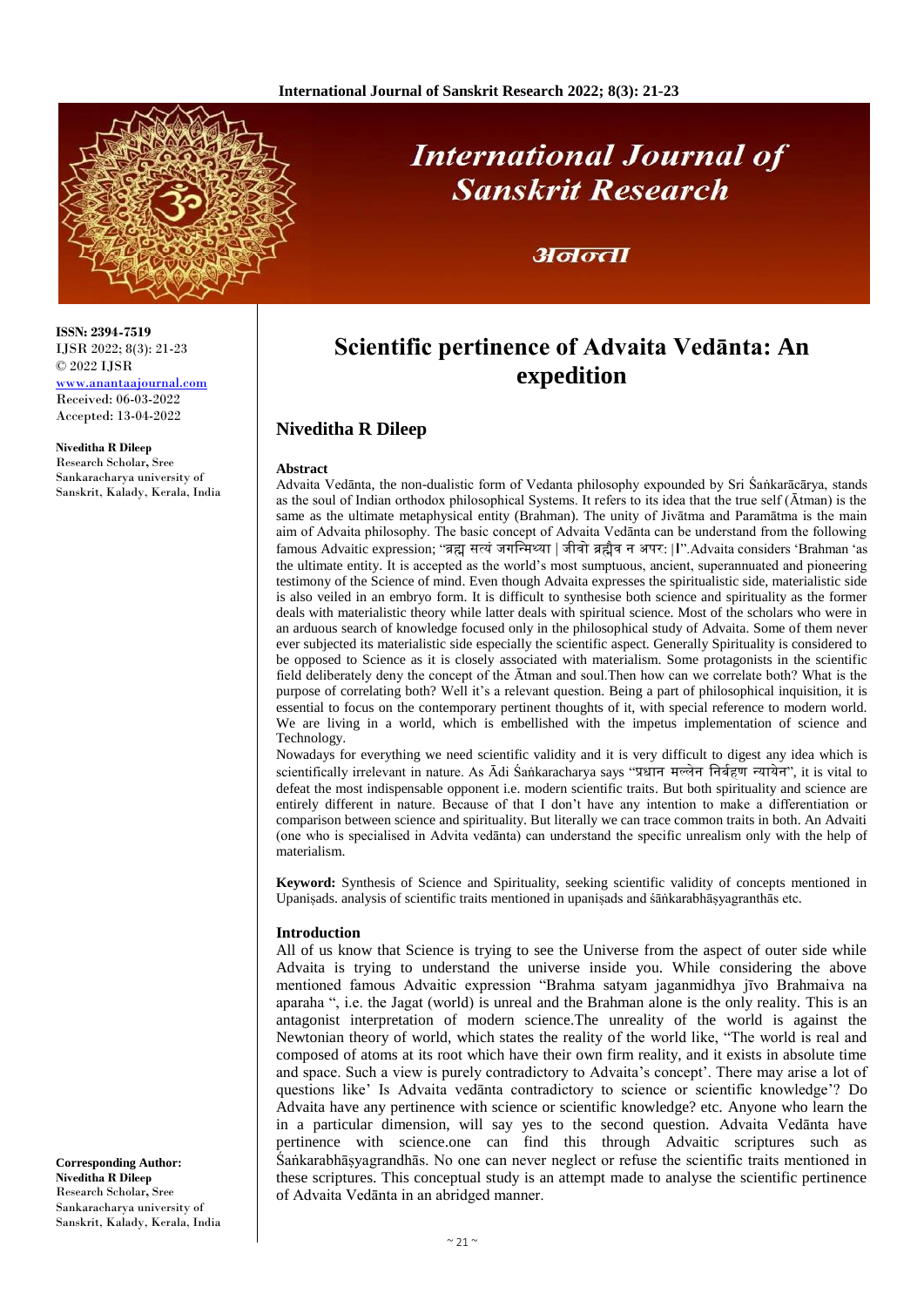# Scientific pertinence of Advaita Vedānta: An expedition

## Niveditha R Dileep

**ISSN: 2394-7519**
IJSR 2022; 8(3): 21-23
© 2022 IJSR
www.anantaajournal.com
Received: 06-03-2022
Accepted: 13-04-2022

**Niveditha R Dileep**
Research Scholar, Sree Sankaracharya university of Sanskrit, Kalady, Kerala, India

**Corresponding Author:**
**Niveditha R Dileep**
Research Scholar, Sree Sankaracharya university of Sanskrit, Kalady, Kerala, India

### Abstract

Advaita Vedānta, the non-dualistic form of Vedanta philosophy expounded by Sri Śaṅkarācārya, stands as the soul of Indian orthodox philosophical Systems. It refers to its idea that the true self (Ātman) is the same as the ultimate metaphysical entity (Brahman). The unity of Jivātma and Paramātma is the main aim of Advaita philosophy. The basic concept of Advaita Vedānta can be understand from the following famous Advaitic expression; "ब्रह्म सत्यं जगन्मिथ्या | जीवो ब्रह्मैव न अपर: |I".Advaita considers 'Brahman 'as the ultimate entity. It is accepted as the world's most sumptuous, ancient, superannuated and pioneering testimony of the Science of mind. Even though Advaita expresses the spiritualistic side, materialistic side is also veiled in an embryo form. It is difficult to synthesise both science and spirituality as the former deals with materialistic theory while latter deals with spiritual science. Most of the scholars who were in an arduous search of knowledge focused only in the philosophical study of Advaita. Some of them never ever subjected its materialistic side especially the scientific aspect. Generally Spirituality is considered to be opposed to Science as it is closely associated with materialism. Some protagonists in the scientific field deliberately deny the concept of the Ātman and soul.Then how can we correlate both? What is the purpose of correlating both? Well it's a relevant question. Being a part of philosophical inquisition, it is essential to focus on the contemporary pertinent thoughts of it, with special reference to modern world. We are living in a world, which is embellished with the impetus implementation of science and Technology.

Nowadays for everything we need scientific validity and it is very difficult to digest any idea which is scientifically irrelevant in nature. As Ādi Śaṅkaracharya says "प्रधान मल्लेन निर्बहण न्यायेन", it is vital to defeat the most indispensable opponent i.e. modern scientific traits. But both spirituality and science are entirely different in nature. Because of that I don't have any intention to make a differentiation or comparison between science and spirituality. But literally we can trace common traits in both. An Advaiti (one who is specialised in Advita vedānta) can understand the specific unrealism only with the help of materialism.

**Keyword:** Synthesis of Science and Spirituality, seeking scientific validity of concepts mentioned in Upaniṣads. analysis of scientific traits mentioned in upaniṣads and śāṅkarabhāṣyagranthās etc.

### Introduction

All of us know that Science is trying to see the Universe from the aspect of outer side while Advaita is trying to understand the universe inside you. While considering the above mentioned famous Advaitic expression "Brahma satyam jaganmidhya jīvo Brahmaiva na aparaha ", i.e. the Jagat (world) is unreal and the Brahman alone is the only reality. This is an antagonist interpretation of modern science.The unreality of the world is against the Newtonian theory of world, which states the reality of the world like, "The world is real and composed of atoms at its root which have their own firm reality, and it exists in absolute time and space. Such a view is purely contradictory to Advaita's concept'. There may arise a lot of questions like' Is Advaita vedānta contradictory to science or scientific knowledge'? Do Advaita have any pertinence with science or scientific knowledge? etc. Anyone who learn the in a particular dimension, will say yes to the second question. Advaita Vedānta have pertinence with science.one can find this through Advaitic scriptures such as Śaṅkarabhāṣyagrandhās. No one can never neglect or refuse the scientific traits mentioned in these scriptures. This conceptual study is an attempt made to analyse the scientific pertinence of Advaita Vedānta in an abridged manner.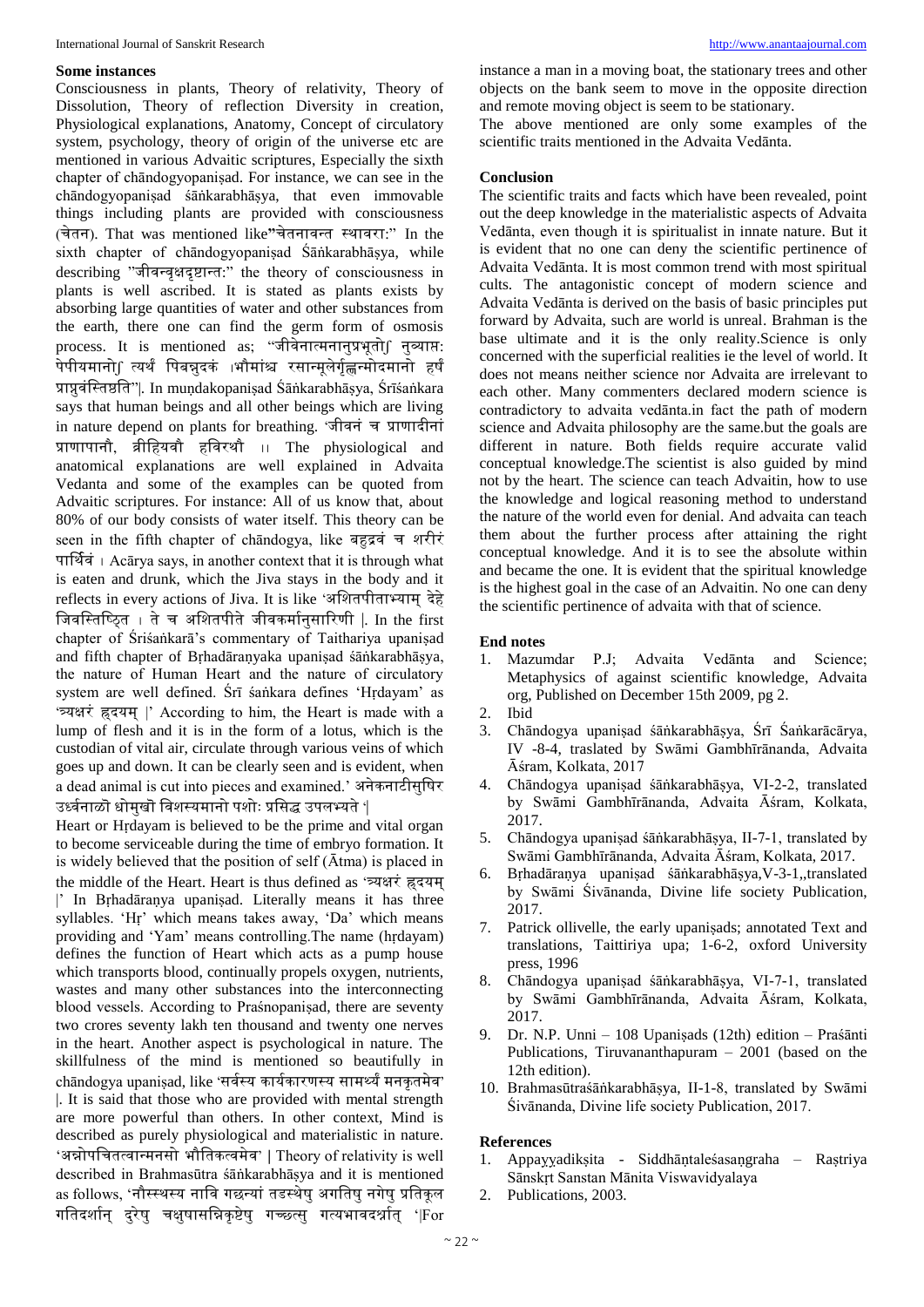### Some instances

Consciousness in plants, Theory of relativity, Theory of Dissolution, Theory of reflection Diversity in creation, Physiological explanations, Anatomy, Concept of circulatory system, psychology, theory of origin of the universe etc are mentioned in various Advaitic scriptures, Especially the sixth chapter of chāndogyopaniṣad. For instance, we can see in the chāndogyopaniṣad śāṅkarabhāṣya, that even immovable things including plants are provided with consciousness (चेतन). That was mentioned like"चेतनावन्त स्थावरा:" In the sixth chapter of chāndogyopaniṣad Śāṅkarabhāṣya, while describing "जीवन्वृक्षदृष्टान्त:" the theory of consciousness in plants is well ascribed. It is stated as plants exists by absorbing large quantities of water and other substances from the earth, there one can find the germ form of osmosis process. It is mentioned as; "जीवेनात्मनानुप्रभूतो∫ नुव्याप्त: पेपीयमानो∫ त्यर्थं पिबन्नुदकं ।भौमांश्च रसान्मूलेर्गृह्णन्मोदमानो हर्षं प्राप्नुवंस्तिष्ठति"|. In muṇdakopaniṣad Śāṅkarabhāṣya, Śrīśaṅkara says that human beings and all other beings which are living in nature depend on plants for breathing. 'जीवनं च प्राणादीनां प्राणापानौ, व्रीहियवौ हविरथौ ।। The physiological and anatomical explanations are well explained in Advaita Vedanta and some of the examples can be quoted from Advaitic scriptures. For instance: All of us know that, about 80% of our body consists of water itself. This theory can be seen in the fifth chapter of chāndogya, like बहुद्रवं च शरीरं पार्थिवं । Acārya says, in another context that it is through what is eaten and drunk, which the Jiva stays in the body and it reflects in every actions of Jiva. It is like 'अशितपीताभ्याम् देहे जिवस्तिष्ठित । ते च अशितपीते जीवकर्मानुसारिणी |. In the first chapter of Śriśaṅkarā's commentary of Taithariya upaniṣad and fifth chapter of Bṛhadāraṇyaka upaniṣad śāṅkarabhāṣya, the nature of Human Heart and the nature of circulatory system are well defined. Śrī śaṅkara defines 'Hṛdayam' as 'त्र्यक्षरं हृदयम् |' According to him, the Heart is made with a lump of flesh and it is in the form of a lotus, which is the custodian of vital air, circulate through various veins of which goes up and down. It can be clearly seen and is evident, when a dead animal is cut into pieces and examined.' अनेकनाटीसुषिर उर्ध्वनाळो धोमुखो विशस्यमानो पशोः प्रसिद्ध उपलभ्यते '|

Heart or Hṛdayam is believed to be the prime and vital organ to become serviceable during the time of embryo formation. It is widely believed that the position of self (Ātma) is placed in the middle of the Heart. Heart is thus defined as 'त्र्यक्षरं हृदयम् |' In Bṛhadāraṇya upaniṣad. Literally means it has three syllables. 'Hṛ' which means takes away, 'Da' which means providing and 'Yam' means controlling.The name (hṛdayam) defines the function of Heart which acts as a pump house which transports blood, continually propels oxygen, nutrients, wastes and many other substances into the interconnecting blood vessels. According to Praśnopaniṣad, there are seventy two crores seventy lakh ten thousand and twenty one nerves in the heart. Another aspect is psychological in nature. The skillfulness of the mind is mentioned so beautifully in chāndogya upaniṣad, like 'सर्वस्य कार्यकारणस्य सामर्थ्यं मनकृतमेव' |. It is said that those who are provided with mental strength are more powerful than others. In other context, Mind is described as purely physiological and materialistic in nature. 'अन्नोपचितत्वान्मनसो भौतिकत्वमेव' | Theory of relativity is well described in Brahmasūtra śāṅkarabhāṣya and it is mentioned as follows, 'नौस्थस्य नावि गच्छन्त्यां तडस्थेषु अगतिषु नगेषु प्रतिकूल गतिदर्शात् दूरेषु चक्षुषासन्निकृष्टेषु गच्छत्सु गत्यभावदर्शात् '|For instance a man in a moving boat, the stationary trees and other objects on the bank seem to move in the opposite direction and remote moving object is seem to be stationary.

The above mentioned are only some examples of the scientific traits mentioned in the Advaita Vedānta.

### Conclusion

The scientific traits and facts which have been revealed, point out the deep knowledge in the materialistic aspects of Advaita Vedānta, even though it is spiritualist in innate nature. But it is evident that no one can deny the scientific pertinence of Advaita Vedānta. It is most common trend with most spiritual cults. The antagonistic concept of modern science and Advaita Vedānta is derived on the basis of basic principles put forward by Advaita, such are world is unreal. Brahman is the base ultimate and it is the only reality.Science is only concerned with the superficial realities ie the level of world. It does not means neither science nor Advaita are irrelevant to each other. Many commenters declared modern science is contradictory to advaita vedānta.in fact the path of modern science and Advaita philosophy are the same.but the goals are different in nature. Both fields require accurate valid conceptual knowledge.The scientist is also guided by mind not by the heart. The science can teach Advaitin, how to use the knowledge and logical reasoning method to understand the nature of the world even for denial. And advaita can teach them about the further process after attaining the right conceptual knowledge. And it is to see the absolute within and became the one. It is evident that the spiritual knowledge is the highest goal in the case of an Advaitin. No one can deny the scientific pertinence of advaita with that of science.

### End notes

1. Mazumdar P.J; Advaita Vedānta and Science; Metaphysics of against scientific knowledge, Advaita org, Published on December 15th 2009, pg 2.
2. Ibid
3. Chāndogya upaniṣad śāṅkarabhāṣya, Śrī Śaṅkarācārya, IV -8-4, traslated by Swāmi Gambhīrānanda, Advaita Āśram, Kolkata, 2017
4. Chāndogya upaniṣad śāṅkarabhāṣya, VI-2-2, translated by Swāmi Gambhīrānanda, Advaita Āśram, Kolkata, 2017.
5. Chāndogya upaniṣad śāṅkarabhāṣya, II-7-1, translated by Swāmi Gambhīrānanda, Advaita Āśram, Kolkata, 2017.
6. Bṛhadāraṇya upaniṣad śāṅkarabhāṣya,V-3-1,,translated by Swāmi Śivānanda, Divine life society Publication, 2017.
7. Patrick ollivelle, the early upaniṣads; annotated Text and translations, Taittiriya upa; 1-6-2, oxford University press, 1996
8. Chāndogya upaniṣad śāṅkarabhāṣya, VI-7-1, translated by Swāmi Gambhīrānanda, Advaita Āśram, Kolkata, 2017.
9. Dr. N.P. Unni – 108 Upaniṣads (12th) edition – Praśānti Publications, Tiruvananthapuram – 2001 (based on the 12th edition).
10. Brahmasūtraśāṅkarabhāṣya, II-1-8, translated by Swāmi Śivānanda, Divine life society Publication, 2017.

### References

1. Appayyadikṣita - Siddhāṇtaleśasaṇgraha – Raṣtriya Sānskṛt Sanstan Mānita Viswavidyalaya
2. Publications, 2003.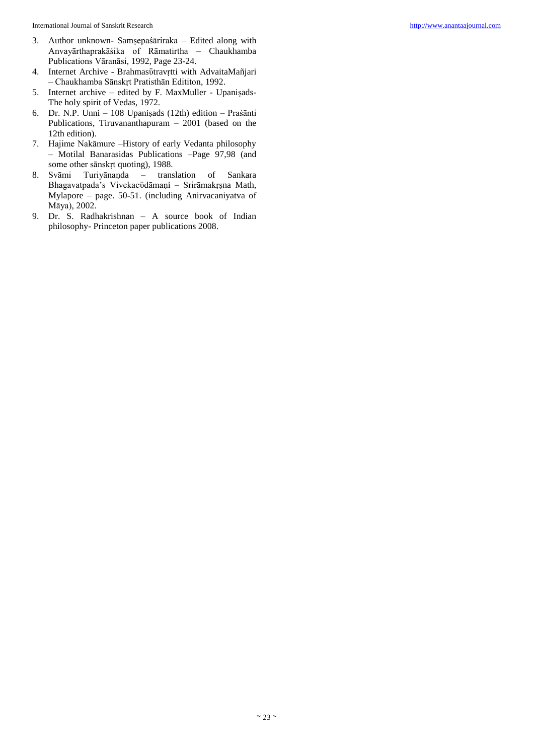3. Author unknown- Samṣepaśāriraka – Edited along with Anvayārthaprakāśika of Rāmatirtha – Chaukhamba Publications Vāranāsi, 1992, Page 23-24.
4. Internet Archive - Brahmasōtravṛtti with AdvaitaMañjari – Chaukhamba Sānskṛt Pratisthān Edititon, 1992.
5. Internet archive – edited by F. MaxMuller - Upaniṣads- The holy spirit of Vedas, 1972.
6. Dr. N.P. Unni – 108 Upaniṣads (12th) edition – Praśānti Publications, Tiruvananthapuram – 2001 (based on the 12th edition).
7. Hajime Nakāmure –History of early Vedanta philosophy – Motilal Banarasidas Publications –Page 97,98 (and some other sānskṛt quoting), 1988.
8. Svāmi Turiyānaṇda – translation of Sankara Bhagavatpada's Vivekacōdāmaṇi – Srirāmakṛṣna Math, Mylapore – page. 50-51. (including Anirvacaniyatva of Māya), 2002.
9. Dr. S. Radhakrishnan – A source book of Indian philosophy- Princeton paper publications 2008.